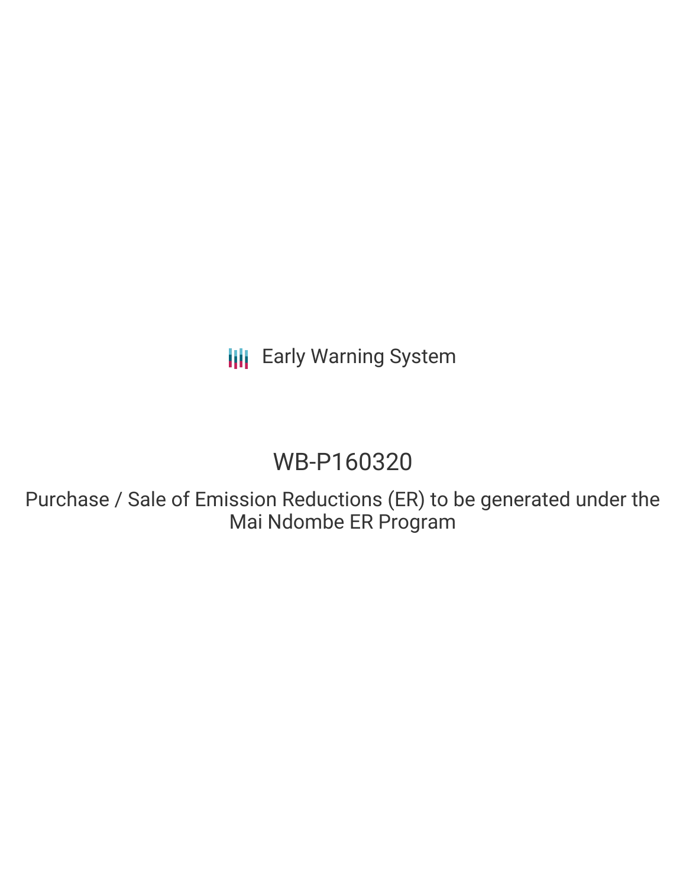Early Warning System

# WB-P160320

Purchase / Sale of Emission Reductions (ER) to be generated under the Mai Ndombe ER Program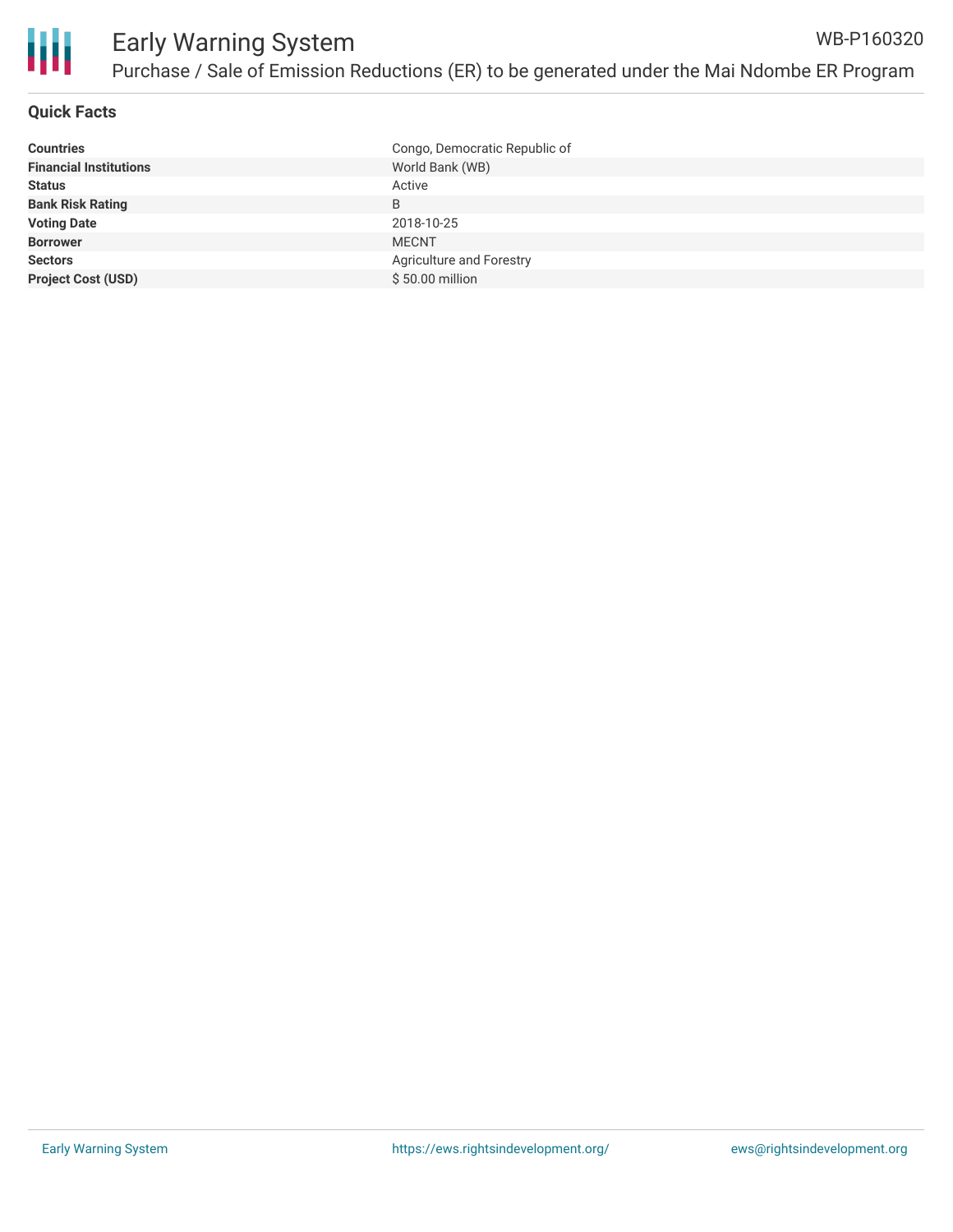## Quick Facts

| | |
|---|---|
| **Countries** | Congo, Democratic Republic of |
| **Financial Institutions** | World Bank (WB) |
| **Status** | Active |
| **Bank Risk Rating** | B |
| **Voting Date** | 2018-10-25 |
| **Borrower** | MECNT |
| **Sectors** | Agriculture and Forestry |
| **Project Cost (USD)** | $ 50.00 million |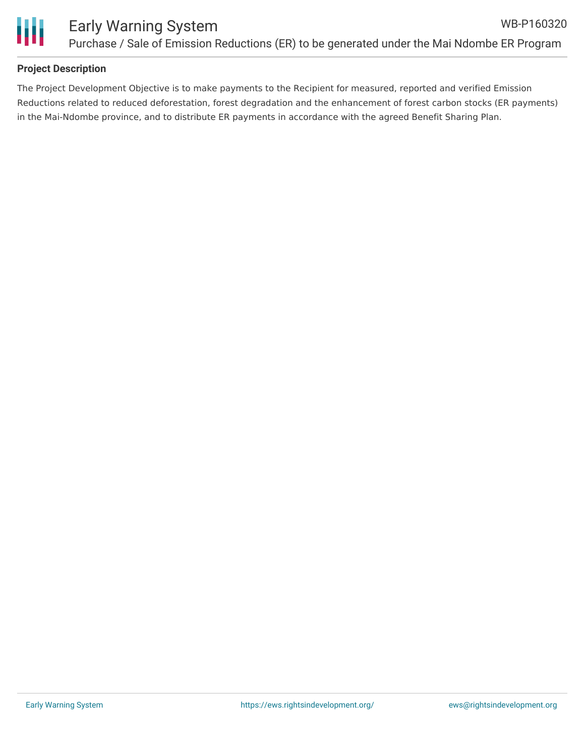## Project Description

The Project Development Objective is to make payments to the Recipient for measured, reported and verified Emission Reductions related to reduced deforestation, forest degradation and the enhancement of forest carbon stocks (ER payments) in the Mai-Ndombe province, and to distribute ER payments in accordance with the agreed Benefit Sharing Plan.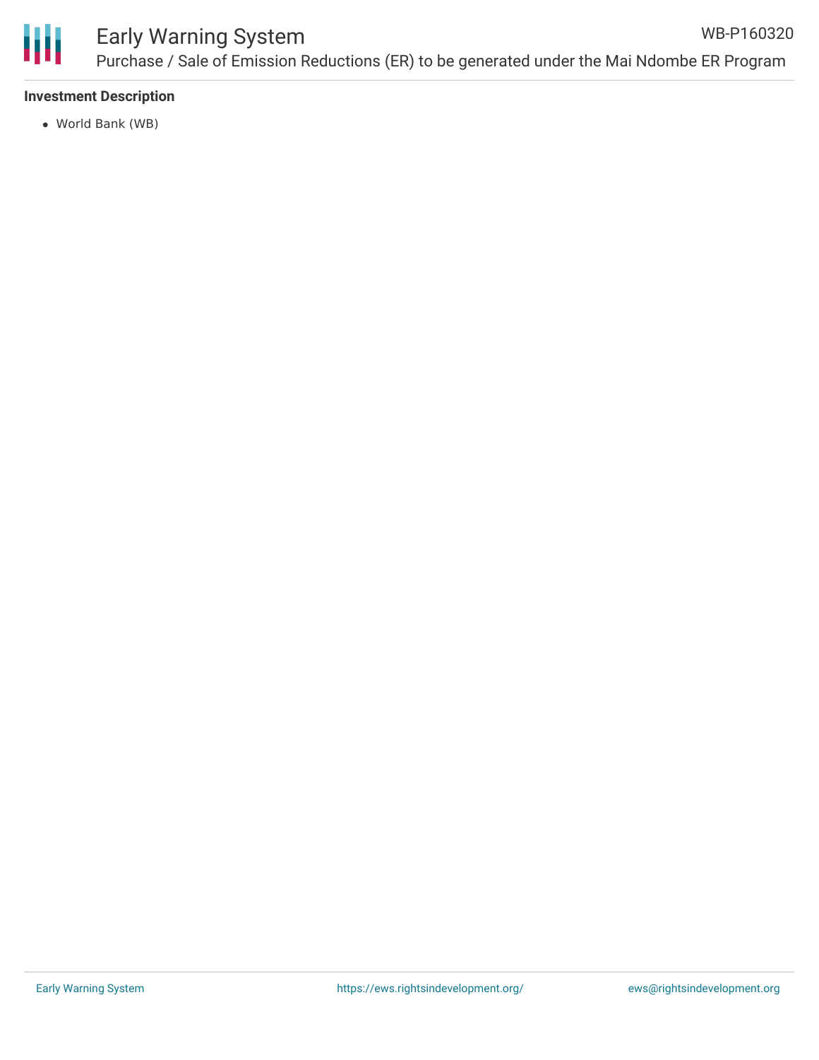**Investment Description**

- World Bank (WB)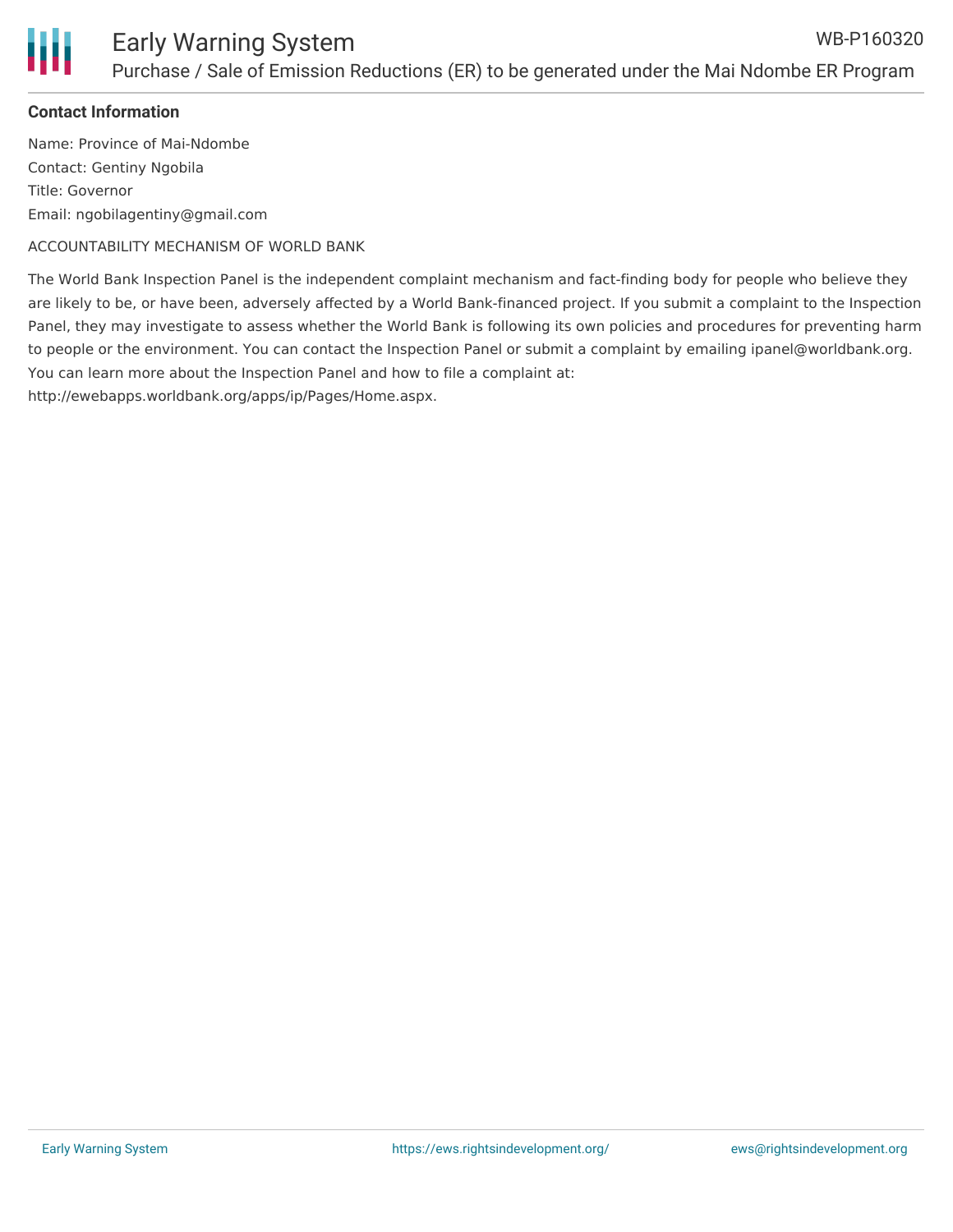**Contact Information**

Name: Province of Mai-Ndombe
Contact: Gentiny Ngobila
Title: Governor
Email: ngobilagentiny@gmail.com

ACCOUNTABILITY MECHANISM OF WORLD BANK

The World Bank Inspection Panel is the independent complaint mechanism and fact-finding body for people who believe they are likely to be, or have been, adversely affected by a World Bank-financed project. If you submit a complaint to the Inspection Panel, they may investigate to assess whether the World Bank is following its own policies and procedures for preventing harm to people or the environment. You can contact the Inspection Panel or submit a complaint by emailing ipanel@worldbank.org. You can learn more about the Inspection Panel and how to file a complaint at: http://ewebapps.worldbank.org/apps/ip/Pages/Home.aspx.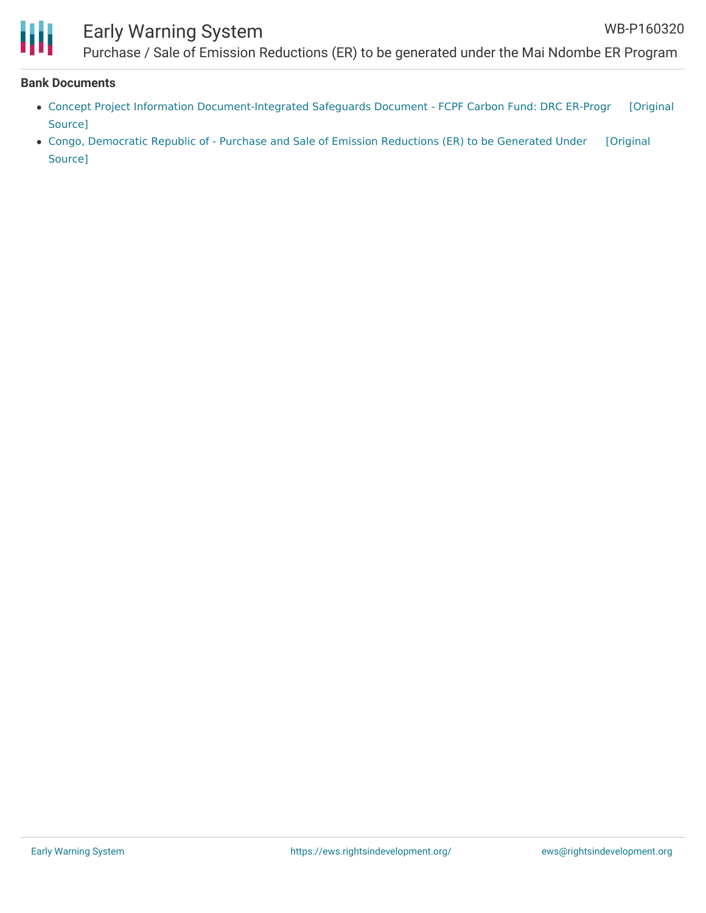**Bank Documents**

- Concept Project Information Document-Integrated Safeguards Document - FCPF Carbon Fund: DRC ER-Progr [Original Source]
- Congo, Democratic Republic of - Purchase and Sale of Emission Reductions (ER) to be Generated Under [Original Source]